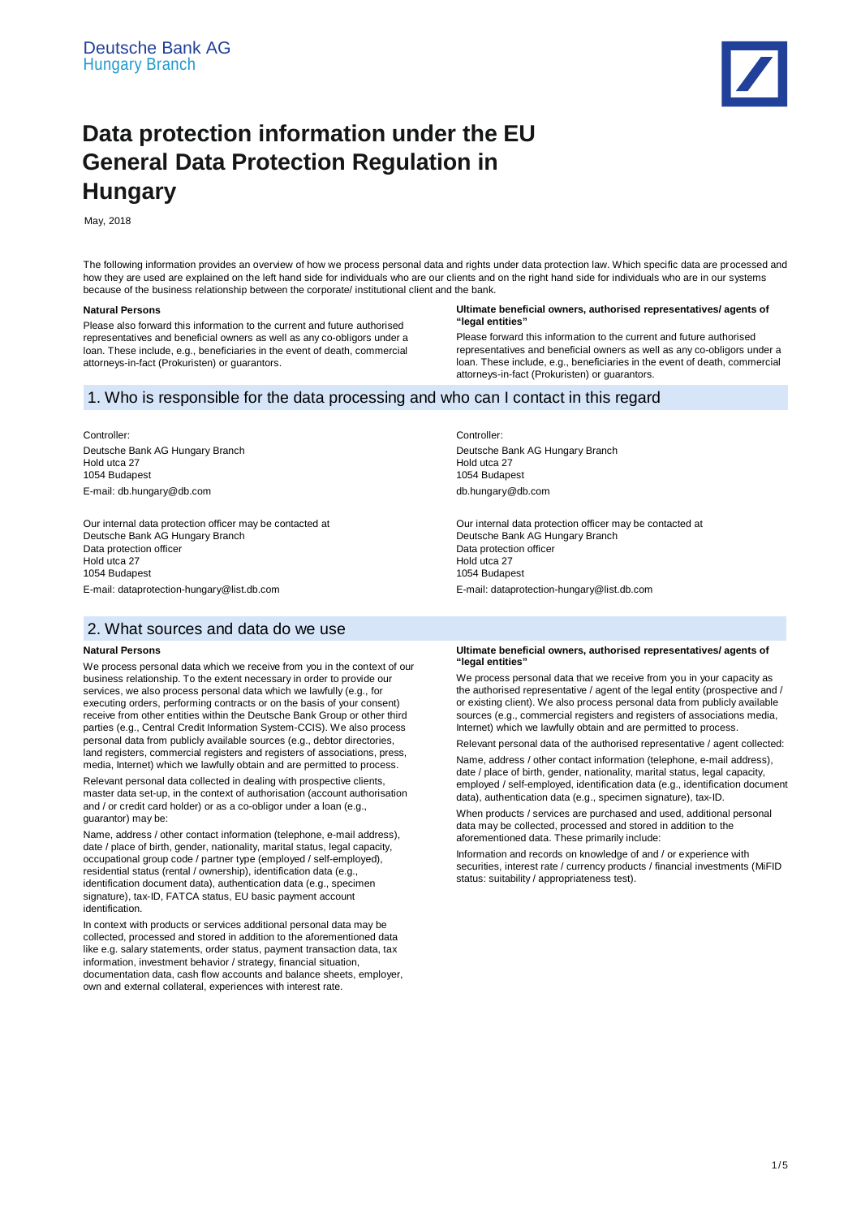Deutsche Bank AG
Hungary Branch

# Data protection information under the EU General Data Protection Regulation in Hungary

May, 2018

The following information provides an overview of how we process personal data and rights under data protection law. Which specific data are processed and how they are used are explained on the left hand side for individuals who are our clients and on the right hand side for individuals who are in our systems because of the business relationship between the corporate/ institutional client and the bank.

**Natural Persons**

Please also forward this information to the current and future authorised representatives and beneficial owners as well as any co-obligors under a loan. These include, e.g., beneficiaries in the event of death, commercial attorneys-in-fact (Prokuristen) or guarantors.

**Ultimate beneficial owners, authorised representatives/ agents of "legal entities"**

Please forward this information to the current and future authorised representatives and beneficial owners as well as any co-obligors under a loan. These include, e.g., beneficiaries in the event of death, commercial attorneys-in-fact (Prokuristen) or guarantors.

## 1. Who is responsible for the data processing and who can I contact in this regard

**Natural Persons**

Controller:

Deutsche Bank AG Hungary Branch
Hold utca 27
1054 Budapest

E-mail: db.hungary@db.com

Our internal data protection officer may be contacted at
Deutsche Bank AG Hungary Branch
Data protection officer
Hold utca 27
1054 Budapest

E-mail: dataprotection-hungary@list.db.com

**Ultimate beneficial owners, authorised representatives/ agents of "legal entities"**

Controller:

Deutsche Bank AG Hungary Branch
Hold utca 27
1054 Budapest

db.hungary@db.com

Our internal data protection officer may be contacted at
Deutsche Bank AG Hungary Branch
Data protection officer
Hold utca 27
1054 Budapest

E-mail: dataprotection-hungary@list.db.com

## 2. What sources and data do we use

**Natural Persons**

We process personal data which we receive from you in the context of our business relationship. To the extent necessary in order to provide our services, we also process personal data which we lawfully (e.g., for executing orders, performing contracts or on the basis of your consent) receive from other entities within the Deutsche Bank Group or other third parties (e.g., Central Credit Information System-CCIS). We also process personal data from publicly available sources (e.g., debtor directories, land registers, commercial registers and registers of associations, press, media, Internet) which we lawfully obtain and are permitted to process.

Relevant personal data collected in dealing with prospective clients, master data set-up, in the context of authorisation (account authorisation and / or credit card holder) or as a co-obligor under a loan (e.g., guarantor) may be:

Name, address / other contact information (telephone, e-mail address), date / place of birth, gender, nationality, marital status, legal capacity, occupational group code / partner type (employed / self-employed), residential status (rental / ownership), identification data (e.g., identification document data), authentication data (e.g., specimen signature), tax-ID, FATCA status, EU basic payment account identification.

In context with products or services additional personal data may be collected, processed and stored in addition to the aforementioned data like e.g. salary statements, order status, payment transaction data, tax information, investment behavior / strategy, financial situation, documentation data, cash flow accounts and balance sheets, employer, own and external collateral, experiences with interest rate.

**Ultimate beneficial owners, authorised representatives/ agents of "legal entities"**

We process personal data that we receive from you in your capacity as the authorised representative / agent of the legal entity (prospective and / or existing client). We also process personal data from publicly available sources (e.g., commercial registers and registers of associations media, Internet) which we lawfully obtain and are permitted to process.

Relevant personal data of the authorised representative / agent collected:

Name, address / other contact information (telephone, e-mail address), date / place of birth, gender, nationality, marital status, legal capacity, employed / self-employed, identification data (e.g., identification document data), authentication data (e.g., specimen signature), tax-ID.

When products / services are purchased and used, additional personal data may be collected, processed and stored in addition to the aforementioned data. These primarily include:

Information and records on knowledge of and / or experience with securities, interest rate / currency products / financial investments (MiFID status: suitability / appropriateness test).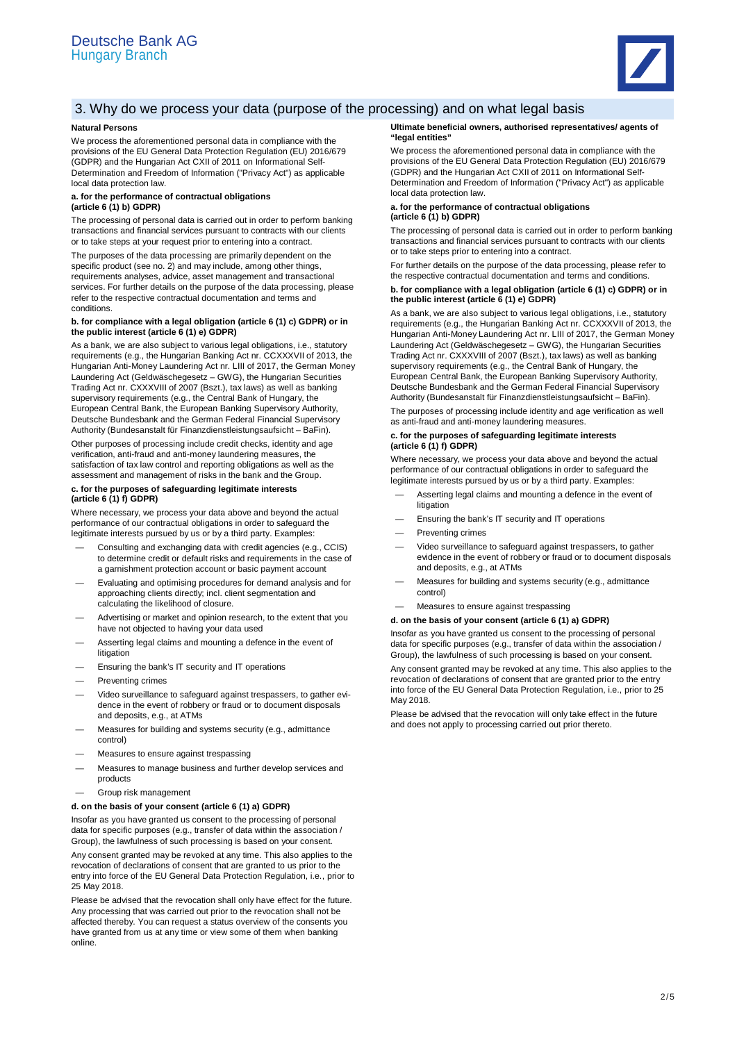## 3. Why do we process your data (purpose of the processing) and on what legal basis

### Natural Persons

We process the aforementioned personal data in compliance with the provisions of the EU General Data Protection Regulation (EU) 2016/679 (GDPR) and the Hungarian Act CXII of 2011 on Informational Self-Determination and Freedom of Information ("Privacy Act") as applicable local data protection law.

**a. for the performance of contractual obligations (article 6 (1) b) GDPR)**

The processing of personal data is carried out in order to perform banking transactions and financial services pursuant to contracts with our clients or to take steps at your request prior to entering into a contract.

The purposes of the data processing are primarily dependent on the specific product (see no. 2) and may include, among other things, requirements analyses, advice, asset management and transactional services. For further details on the purpose of the data processing, please refer to the respective contractual documentation and terms and conditions.

**b. for compliance with a legal obligation (article 6 (1) c) GDPR) or in the public interest (article 6 (1) e) GDPR)**

As a bank, we are also subject to various legal obligations, i.e., statutory requirements (e.g., the Hungarian Banking Act nr. CCXXXVII of 2013, the Hungarian Anti-Money Laundering Act nr. LIII of 2017, the German Money Laundering Act (Geldwäschegesetz – GWG), the Hungarian Securities Trading Act nr. CXXXVIII of 2007 (Bszt.), tax laws) as well as banking supervisory requirements (e.g., the Central Bank of Hungary, the European Central Bank, the European Banking Supervisory Authority, Deutsche Bundesbank and the German Federal Financial Supervisory Authority (Bundesanstalt für Finanzdienstleistungsaufsicht – BaFin).

Other purposes of processing include credit checks, identity and age verification, anti-fraud and anti-money laundering measures, the satisfaction of tax law control and reporting obligations as well as the assessment and management of risks in the bank and the Group.

**c. for the purposes of safeguarding legitimate interests (article 6 (1) f) GDPR)**

Where necessary, we process your data above and beyond the actual performance of our contractual obligations in order to safeguard the legitimate interests pursued by us or by a third party. Examples:

- Consulting and exchanging data with credit agencies (e.g., CCIS) to determine credit or default risks and requirements in the case of a garnishment protection account or basic payment account
- Evaluating and optimising procedures for demand analysis and for approaching clients directly; incl. client segmentation and calculating the likelihood of closure.
- Advertising or market and opinion research, to the extent that you have not objected to having your data used
- Asserting legal claims and mounting a defence in the event of litigation
- Ensuring the bank's IT security and IT operations
- Preventing crimes
- Video surveillance to safeguard against trespassers, to gather evidence in the event of robbery or fraud or to document disposals and deposits, e.g., at ATMs
- Measures for building and systems security (e.g., admittance control)
- Measures to ensure against trespassing
- Measures to manage business and further develop services and products
- Group risk management

**d. on the basis of your consent (article 6 (1) a) GDPR)**

Insofar as you have granted us consent to the processing of personal data for specific purposes (e.g., transfer of data within the association / Group), the lawfulness of such processing is based on your consent.

Any consent granted may be revoked at any time. This also applies to the revocation of declarations of consent that are granted to us prior to the entry into force of the EU General Data Protection Regulation, i.e., prior to 25 May 2018.

Please be advised that the revocation shall only have effect for the future. Any processing that was carried out prior to the revocation shall not be affected thereby. You can request a status overview of the consents you have granted from us at any time or view some of them when banking online.

### Ultimate beneficial owners, authorised representatives/ agents of "legal entities"

We process the aforementioned personal data in compliance with the provisions of the EU General Data Protection Regulation (EU) 2016/679 (GDPR) and the Hungarian Act CXII of 2011 on Informational Self-Determination and Freedom of Information ("Privacy Act") as applicable local data protection law.

**a. for the performance of contractual obligations (article 6 (1) b) GDPR)**

The processing of personal data is carried out in order to perform banking transactions and financial services pursuant to contracts with our clients or to take steps prior to entering into a contract.

For further details on the purpose of the data processing, please refer to the respective contractual documentation and terms and conditions.

**b. for compliance with a legal obligation (article 6 (1) c) GDPR) or in the public interest (article 6 (1) e) GDPR)**

As a bank, we are also subject to various legal obligations, i.e., statutory requirements (e.g., the Hungarian Banking Act nr. CCXXXVII of 2013, the Hungarian Anti-Money Laundering Act nr. LIII of 2017, the German Money Laundering Act (Geldwäschegesetz – GWG), the Hungarian Securities Trading Act nr. CXXXVIII of 2007 (Bszt.), tax laws) as well as banking supervisory requirements (e.g., the Central Bank of Hungary, the European Central Bank, the European Banking Supervisory Authority, Deutsche Bundesbank and the German Federal Financial Supervisory Authority (Bundesanstalt für Finanzdienstleistungsaufsicht – BaFin).

The purposes of processing include identity and age verification as well as anti-fraud and anti-money laundering measures.

**c. for the purposes of safeguarding legitimate interests (article 6 (1) f) GDPR)**

Where necessary, we process your data above and beyond the actual performance of our contractual obligations in order to safeguard the legitimate interests pursued by us or by a third party. Examples:

- Asserting legal claims and mounting a defence in the event of litigation
- Ensuring the bank's IT security and IT operations
- Preventing crimes
- Video surveillance to safeguard against trespassers, to gather evidence in the event of robbery or fraud or to document disposals and deposits, e.g., at ATMs
- Measures for building and systems security (e.g., admittance control)
- Measures to ensure against trespassing

**d. on the basis of your consent (article 6 (1) a) GDPR)**

Insofar as you have granted us consent to the processing of personal data for specific purposes (e.g., transfer of data within the association / Group), the lawfulness of such processing is based on your consent.

Any consent granted may be revoked at any time. This also applies to the revocation of declarations of consent that are granted prior to the entry into force of the EU General Data Protection Regulation, i.e., prior to 25 May 2018.

Please be advised that the revocation will only take effect in the future and does not apply to processing carried out prior thereto.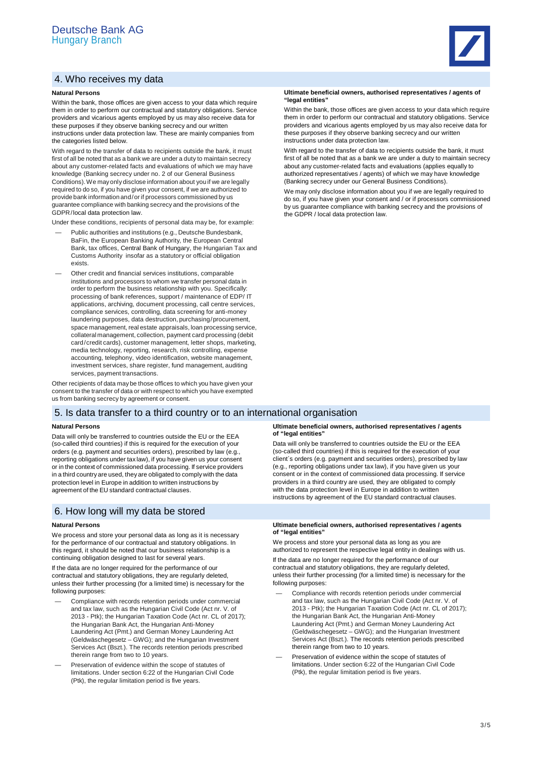## 4. Who receives my data

### Natural Persons

Within the bank, those offices are given access to your data which require them in order to perform our contractual and statutory obligations. Service providers and vicarious agents employed by us may also receive data for these purposes if they observe banking secrecy and our written instructions under data protection law. These are mainly companies from the categories listed below.

With regard to the transfer of data to recipients outside the bank, it must first of all be noted that as a bank we are under a duty to maintain secrecy about any customer-related facts and evaluations of which we may have knowledge (Banking secrecy under no. 2 of our General Business Conditions). We may only disclose information about you if we are legally required to do so, if you have given your consent, if we are authorized to provide bank information and/or if processors commissioned by us guarantee compliance with banking secrecy and the provisions of the GDPR/local data protection law.

Under these conditions, recipients of personal data may be, for example:

- Public authorities and institutions (e.g., Deutsche Bundesbank, BaFin, the European Banking Authority, the European Central Bank, tax offices, Central Bank of Hungary, the Hungarian Tax and Customs Authority insofar as a statutory or official obligation exists.
- Other credit and financial services institutions, comparable institutions and processors to whom we transfer personal data in order to perform the business relationship with you. Specifically: processing of bank references, support / maintenance of EDP/ IT applications, archiving, document processing, call centre services, compliance services, controlling, data screening for anti-money laundering purposes, data destruction, purchasing/procurement, space management, real estate appraisals, loan processing service, collateral management, collection, payment card processing (debit card/credit cards), customer management, letter shops, marketing, media technology, reporting, research, risk controlling, expense accounting, telephony, video identification, website management, investment services, share register, fund management, auditing services, payment transactions.

Other recipients of data may be those offices to which you have given your consent to the transfer of data or with respect to which you have exempted us from banking secrecy by agreement or consent.

### Ultimate beneficial owners, authorised representatives / agents of "legal entities"

Within the bank, those offices are given access to your data which require them in order to perform our contractual and statutory obligations. Service providers and vicarious agents employed by us may also receive data for these purposes if they observe banking secrecy and our written instructions under data protection law.

With regard to the transfer of data to recipients outside the bank, it must first of all be noted that as a bank we are under a duty to maintain secrecy about any customer-related facts and evaluations (applies equally to authorized representatives / agents) of which we may have knowledge (Banking secrecy under our General Business Conditions).

We may only disclose information about you if we are legally required to do so, if you have given your consent and / or if processors commissioned by us guarantee compliance with banking secrecy and the provisions of the GDPR / local data protection law.

## 5. Is data transfer to a third country or to an international organisation

### Natural Persons

Data will only be transferred to countries outside the EU or the EEA (so-called third countries) if this is required for the execution of your orders (e.g. payment and securities orders), prescribed by law (e.g., reporting obligations under tax law), if you have given us your consent or in the context of commissioned data processing. If service providers in a third country are used, they are obligated to comply with the data protection level in Europe in addition to written instructions by agreement of the EU standard contractual clauses.

### Ultimate beneficial owners, authorised representatives / agents of "legal entities"

Data will only be transferred to countries outside the EU or the EEA (so-called third countries) if this is required for the execution of your client´s orders (e.g. payment and securities orders), prescribed by law (e.g., reporting obligations under tax law), if you have given us your consent or in the context of commissioned data processing. If service providers in a third country are used, they are obligated to comply with the data protection level in Europe in addition to written instructions by agreement of the EU standard contractual clauses.

## 6. How long will my data be stored

### Natural Persons

We process and store your personal data as long as it is necessary for the performance of our contractual and statutory obligations. In this regard, it should be noted that our business relationship is a continuing obligation designed to last for several years.

If the data are no longer required for the performance of our contractual and statutory obligations, they are regularly deleted, unless their further processing (for a limited time) is necessary for the following purposes:

- Compliance with records retention periods under commercial and tax law, such as the Hungarian Civil Code (Act nr. V. of 2013 - Ptk); the Hungarian Taxation Code (Act nr. CL of 2017); the Hungarian Bank Act, the Hungarian Anti-Money Laundering Act (Pmt.) and German Money Laundering Act (Geldwäschegesetz – GWG); and the Hungarian Investment Services Act (Bszt.). The records retention periods prescribed therein range from two to 10 years.
- Preservation of evidence within the scope of statutes of limitations. Under section 6:22 of the Hungarian Civil Code (Ptk), the regular limitation period is five years.

### Ultimate beneficial owners, authorised representatives / agents of "legal entities"

We process and store your personal data as long as you are authorized to represent the respective legal entity in dealings with us.

If the data are no longer required for the performance of our contractual and statutory obligations, they are regularly deleted, unless their further processing (for a limited time) is necessary for the following purposes:

- Compliance with records retention periods under commercial and tax law, such as the Hungarian Civil Code (Act nr. V. of 2013 - Ptk); the Hungarian Taxation Code (Act nr. CL of 2017); the Hungarian Bank Act, the Hungarian Anti-Money Laundering Act (Pmt.) and German Money Laundering Act (Geldwäschegesetz – GWG); and the Hungarian Investment Services Act (Bszt.). The records retention periods prescribed therein range from two to 10 years.
- Preservation of evidence within the scope of statutes of limitations. Under section 6:22 of the Hungarian Civil Code (Ptk), the regular limitation period is five years.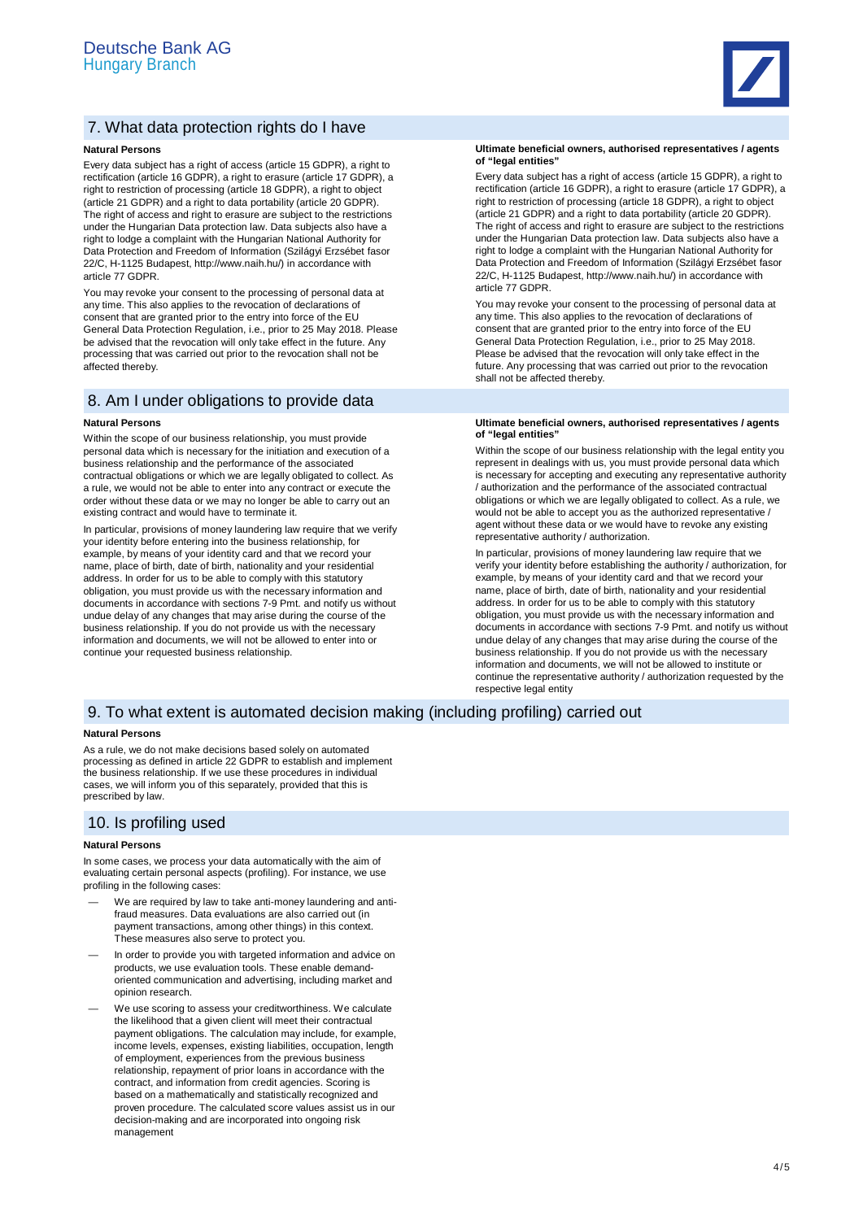## 7. What data protection rights do I have

**Natural Persons**

Every data subject has a right of access (article 15 GDPR), a right to rectification (article 16 GDPR), a right to erasure (article 17 GDPR), a right to restriction of processing (article 18 GDPR), a right to object (article 21 GDPR) and a right to data portability (article 20 GDPR). The right of access and right to erasure are subject to the restrictions under the Hungarian Data protection law. Data subjects also have a right to lodge a complaint with the Hungarian National Authority for Data Protection and Freedom of Information (Szilágyi Erzsébet fasor 22/C, H-1125 Budapest, http://www.naih.hu/) in accordance with article 77 GDPR.

You may revoke your consent to the processing of personal data at any time. This also applies to the revocation of declarations of consent that are granted prior to the entry into force of the EU General Data Protection Regulation, i.e., prior to 25 May 2018. Please be advised that the revocation will only take effect in the future. Any processing that was carried out prior to the revocation shall not be affected thereby.

**Ultimate beneficial owners, authorised representatives / agents of "legal entities"**

Every data subject has a right of access (article 15 GDPR), a right to rectification (article 16 GDPR), a right to erasure (article 17 GDPR), a right to restriction of processing (article 18 GDPR), a right to object (article 21 GDPR) and a right to data portability (article 20 GDPR). The right of access and right to erasure are subject to the restrictions under the Hungarian Data protection law. Data subjects also have a right to lodge a complaint with the Hungarian National Authority for Data Protection and Freedom of Information (Szilágyi Erzsébet fasor 22/C, H-1125 Budapest, http://www.naih.hu/) in accordance with article 77 GDPR.

You may revoke your consent to the processing of personal data at any time. This also applies to the revocation of declarations of consent that are granted prior to the entry into force of the EU General Data Protection Regulation, i.e., prior to 25 May 2018. Please be advised that the revocation will only take effect in the future. Any processing that was carried out prior to the revocation shall not be affected thereby.

## 8. Am I under obligations to provide data

**Natural Persons**

Within the scope of our business relationship, you must provide personal data which is necessary for the initiation and execution of a business relationship and the performance of the associated contractual obligations or which we are legally obligated to collect. As a rule, we would not be able to enter into any contract or execute the order without these data or we may no longer be able to carry out an existing contract and would have to terminate it.

In particular, provisions of money laundering law require that we verify your identity before entering into the business relationship, for example, by means of your identity card and that we record your name, place of birth, date of birth, nationality and your residential address. In order for us to be able to comply with this statutory obligation, you must provide us with the necessary information and documents in accordance with sections 7-9 Pmt. and notify us without undue delay of any changes that may arise during the course of the business relationship. If you do not provide us with the necessary information and documents, we will not be allowed to enter into or continue your requested business relationship.

**Ultimate beneficial owners, authorised representatives / agents of "legal entities"**

Within the scope of our business relationship with the legal entity you represent in dealings with us, you must provide personal data which is necessary for accepting and executing any representative authority / authorization and the performance of the associated contractual obligations or which we are legally obligated to collect. As a rule, we would not be able to accept you as the authorized representative / agent without these data or we would have to revoke any existing representative authority / authorization.

In particular, provisions of money laundering law require that we verify your identity before establishing the authority / authorization, for example, by means of your identity card and that we record your name, place of birth, date of birth, nationality and your residential address. In order for us to be able to comply with this statutory obligation, you must provide us with the necessary information and documents in accordance with sections 7-9 Pmt. and notify us without undue delay of any changes that may arise during the course of the business relationship. If you do not provide us with the necessary information and documents, we will not be allowed to institute or continue the representative authority / authorization requested by the respective legal entity

## 9. To what extent is automated decision making (including profiling) carried out

**Natural Persons**

As a rule, we do not make decisions based solely on automated processing as defined in article 22 GDPR to establish and implement the business relationship. If we use these procedures in individual cases, we will inform you of this separately, provided that this is prescribed by law.

## 10. Is profiling used

**Natural Persons**

In some cases, we process your data automatically with the aim of evaluating certain personal aspects (profiling). For instance, we use profiling in the following cases:

- We are required by law to take anti-money laundering and anti-fraud measures. Data evaluations are also carried out (in payment transactions, among other things) in this context. These measures also serve to protect you.
- In order to provide you with targeted information and advice on products, we use evaluation tools. These enable demand-oriented communication and advertising, including market and opinion research.
- We use scoring to assess your creditworthiness. We calculate the likelihood that a given client will meet their contractual payment obligations. The calculation may include, for example, income levels, expenses, existing liabilities, occupation, length of employment, experiences from the previous business relationship, repayment of prior loans in accordance with the contract, and information from credit agencies. Scoring is based on a mathematically and statistically recognized and proven procedure. The calculated score values assist us in our decision-making and are incorporated into ongoing risk management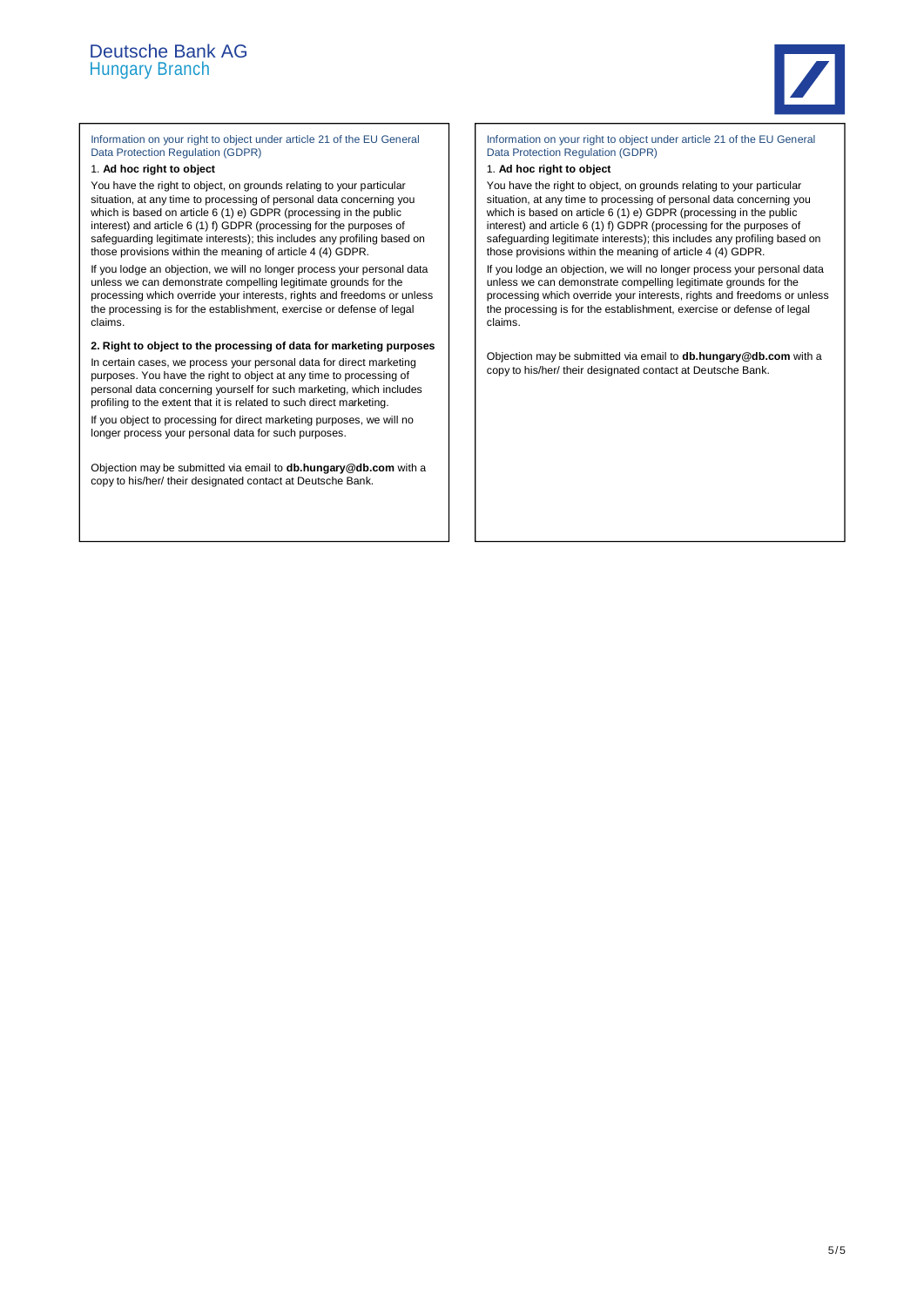Deutsche Bank AG
Hungary Branch

Information on your right to object under article 21 of the EU General Data Protection Regulation (GDPR)

1. **Ad hoc right to object**

You have the right to object, on grounds relating to your particular situation, at any time to processing of personal data concerning you which is based on article 6 (1) e) GDPR (processing in the public interest) and article 6 (1) f) GDPR (processing for the purposes of safeguarding legitimate interests); this includes any profiling based on those provisions within the meaning of article 4 (4) GDPR.

If you lodge an objection, we will no longer process your personal data unless we can demonstrate compelling legitimate grounds for the processing which override your interests, rights and freedoms or unless the processing is for the establishment, exercise or defense of legal claims.

**2. Right to object to the processing of data for marketing purposes**

In certain cases, we process your personal data for direct marketing purposes. You have the right to object at any time to processing of personal data concerning yourself for such marketing, which includes profiling to the extent that it is related to such direct marketing.

If you object to processing for direct marketing purposes, we will no longer process your personal data for such purposes.

Objection may be submitted via email to **db.hungary@db.com** with a copy to his/her/ their designated contact at Deutsche Bank.

Information on your right to object under article 21 of the EU General Data Protection Regulation (GDPR)

1. **Ad hoc right to object**

You have the right to object, on grounds relating to your particular situation, at any time to processing of personal data concerning you which is based on article 6 (1) e) GDPR (processing in the public interest) and article 6 (1) f) GDPR (processing for the purposes of safeguarding legitimate interests); this includes any profiling based on those provisions within the meaning of article 4 (4) GDPR.

If you lodge an objection, we will no longer process your personal data unless we can demonstrate compelling legitimate grounds for the processing which override your interests, rights and freedoms or unless the processing is for the establishment, exercise or defense of legal claims.

Objection may be submitted via email to **db.hungary@db.com** with a copy to his/her/ their designated contact at Deutsche Bank.